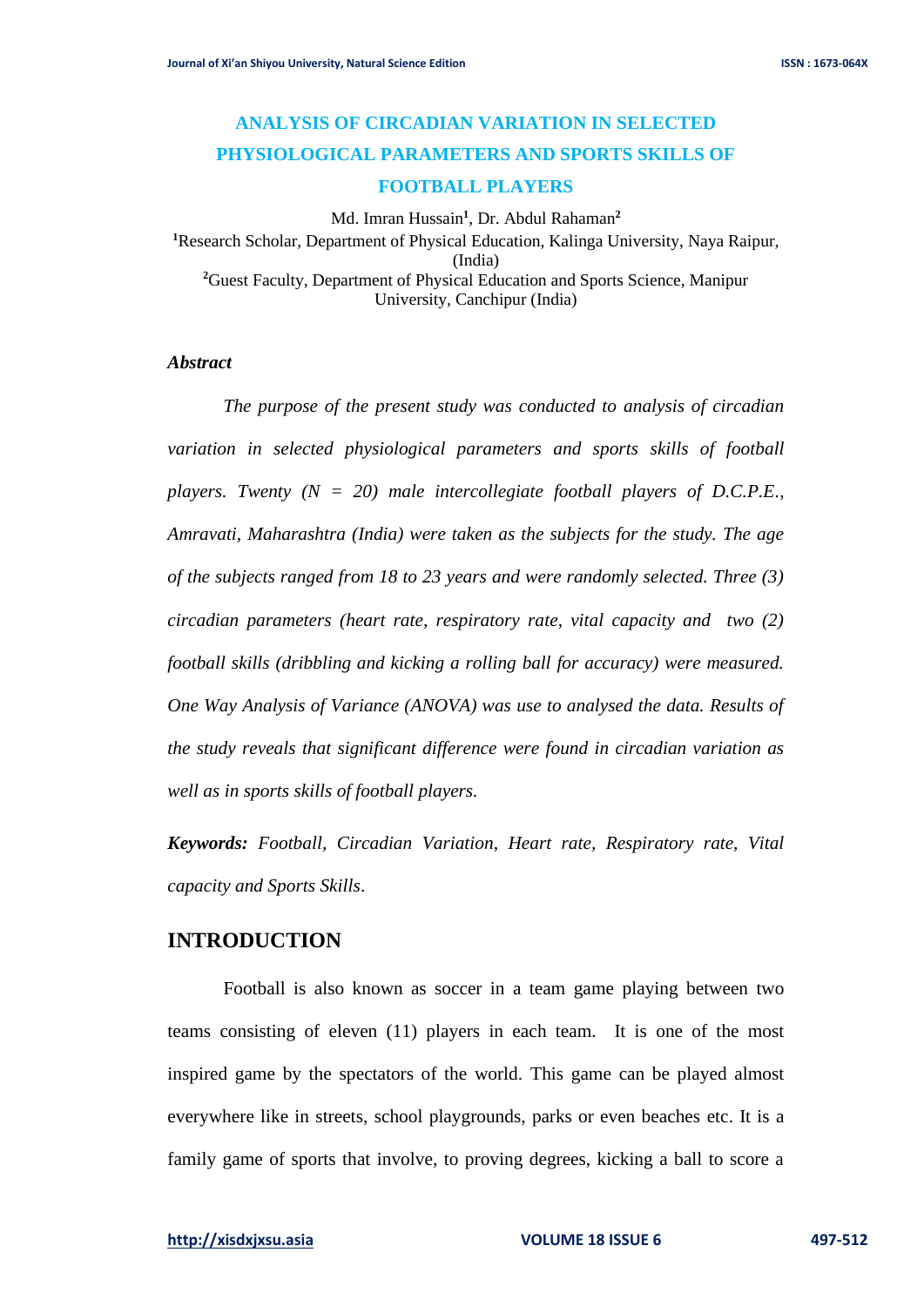# ANALYSIS OF CIRCADIAN VARIATION IN SELECTED PHYSIOLOGICAL PARAMETERS AND SPORTS SKILLS OF FOOTBALL PLAYERS

Md. Imran Hussain[1], Dr. Abdul Rahaman[2]

[1]Research Scholar, Department of Physical Education, Kalinga University, Naya Raipur, (India)

[2]Guest Faculty, Department of Physical Education and Sports Science, Manipur University, Canchipur (India)

### *Abstract*

*The purpose of the present study was conducted to analysis of circadian variation in selected physiological parameters and sports skills of football players. Twenty (N = 20) male intercollegiate football players of D.C.P.E., Amravati, Maharashtra (India) were taken as the subjects for the study. The age of the subjects ranged from 18 to 23 years and were randomly selected. Three (3) circadian parameters (heart rate, respiratory rate, vital capacity and two (2) football skills (dribbling and kicking a rolling ball for accuracy) were measured. One Way Analysis of Variance (ANOVA) was use to analysed the data. Results of the study reveals that significant difference were found in circadian variation as well as in sports skills of football players.*

***Keywords:*** *Football, Circadian Variation, Heart rate, Respiratory rate, Vital capacity and Sports Skills*.

## INTRODUCTION

Football is also known as soccer in a team game playing between two teams consisting of eleven (11) players in each team. It is one of the most inspired game by the spectators of the world. This game can be played almost everywhere like in streets, school playgrounds, parks or even beaches etc. It is a family game of sports that involve, to proving degrees, kicking a ball to score a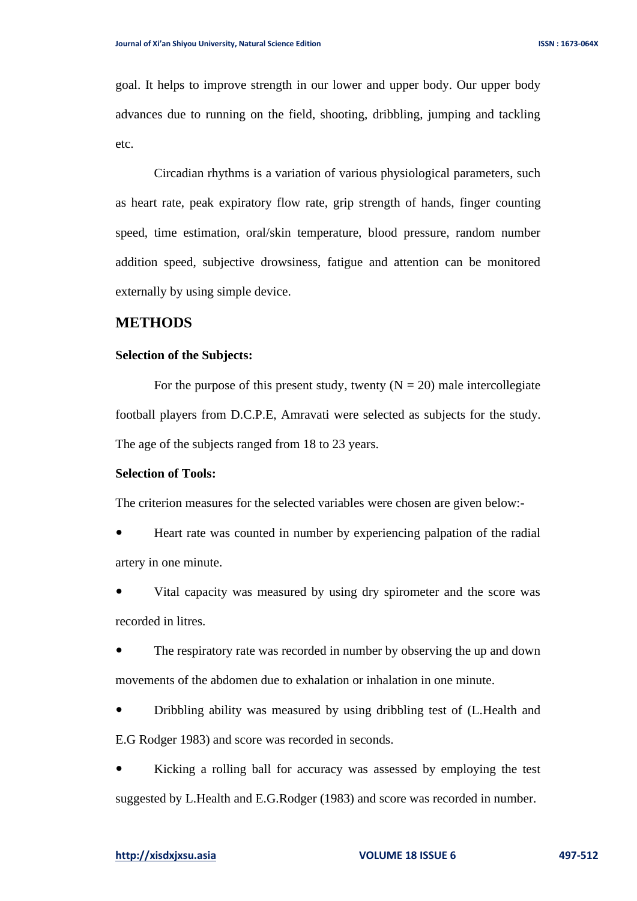goal. It helps to improve strength in our lower and upper body. Our upper body advances due to running on the field, shooting, dribbling, jumping and tackling etc.

Circadian rhythms is a variation of various physiological parameters, such as heart rate, peak expiratory flow rate, grip strength of hands, finger counting speed, time estimation, oral/skin temperature, blood pressure, random number addition speed, subjective drowsiness, fatigue and attention can be monitored externally by using simple device.

## METHODS

### Selection of the Subjects:

For the purpose of this present study, twenty (N = 20) male intercollegiate football players from D.C.P.E, Amravati were selected as subjects for the study. The age of the subjects ranged from 18 to 23 years.

### Selection of Tools:

The criterion measures for the selected variables were chosen are given below:-

- Heart rate was counted in number by experiencing palpation of the radial artery in one minute.
- Vital capacity was measured by using dry spirometer and the score was recorded in litres.
- The respiratory rate was recorded in number by observing the up and down movements of the abdomen due to exhalation or inhalation in one minute.
- Dribbling ability was measured by using dribbling test of (L.Health and E.G Rodger 1983) and score was recorded in seconds.
- Kicking a rolling ball for accuracy was assessed by employing the test suggested by L.Health and E.G.Rodger (1983) and score was recorded in number.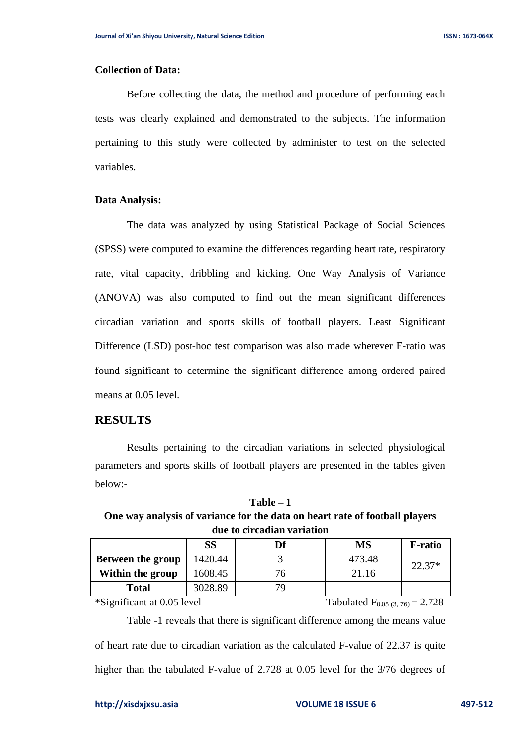**Collection of Data:**

Before collecting the data, the method and procedure of performing each tests was clearly explained and demonstrated to the subjects. The information pertaining to this study were collected by administer to test on the selected variables.

**Data Analysis:**

The data was analyzed by using Statistical Package of Social Sciences (SPSS) were computed to examine the differences regarding heart rate, respiratory rate, vital capacity, dribbling and kicking. One Way Analysis of Variance (ANOVA) was also computed to find out the mean significant differences circadian variation and sports skills of football players. Least Significant Difference (LSD) post-hoc test comparison was also made wherever F-ratio was found significant to determine the significant difference among ordered paired means at 0.05 level.

## RESULTS

Results pertaining to the circadian variations in selected physiological parameters and sports skills of football players are presented in the tables given below:-

**Table – 1**
**One way analysis of variance for the data on heart rate of football players due to circadian variation**

| | SS | Df | MS | F-ratio |
|---|---|---|---|---|
| **Between the group** | 1420.44 | 3 | 473.48 | 22.37* |
| **Within the group** | 1608.45 | 76 | 21.16 | |
| **Total** | 3028.89 | 79 | | |

*Significant at 0.05 level Tabulated $F_{0.05\,(3,\,76)} = 2.728$

Table -1 reveals that there is significant difference among the means value of heart rate due to circadian variation as the calculated F-value of 22.37 is quite higher than the tabulated F-value of 2.728 at 0.05 level for the 3/76 degrees of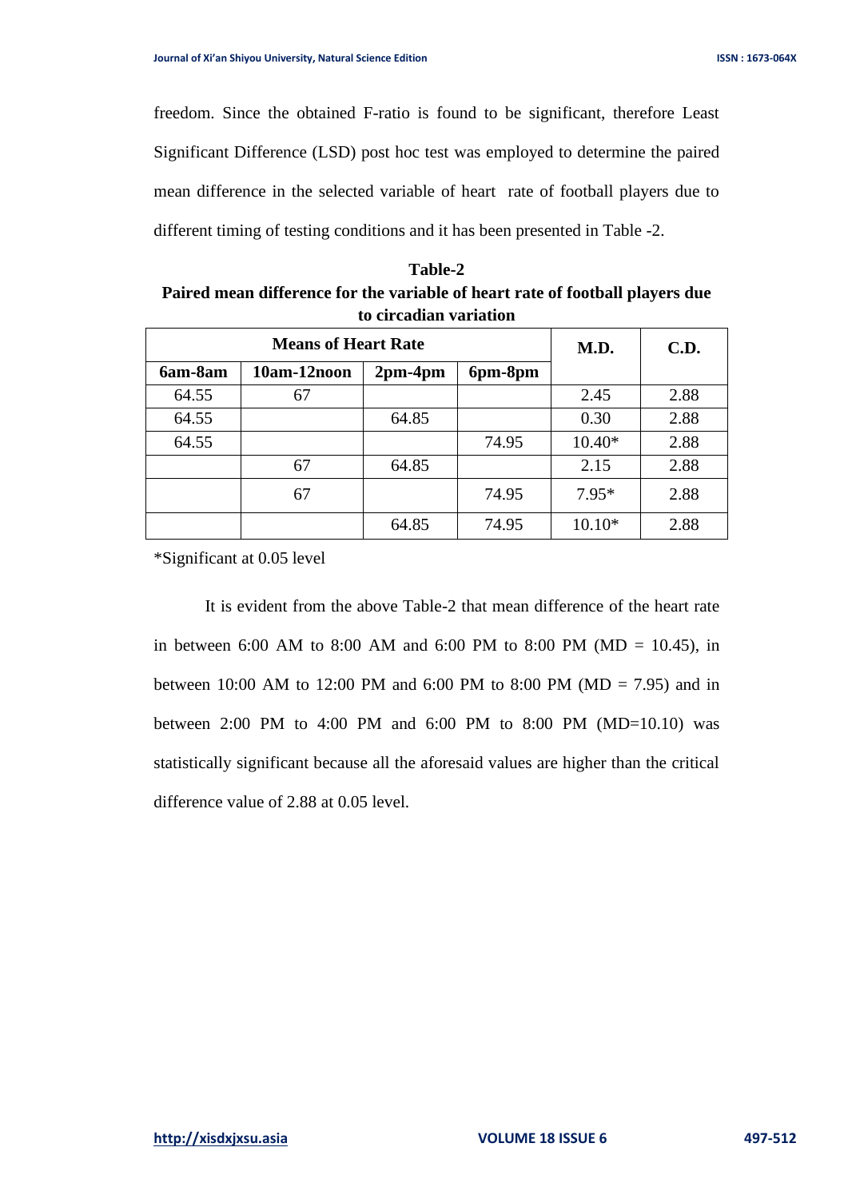freedom. Since the obtained F-ratio is found to be significant, therefore Least Significant Difference (LSD) post hoc test was employed to determine the paired mean difference in the selected variable of heart rate of football players due to different timing of testing conditions and it has been presented in Table -2.

**Table-2**
**Paired mean difference for the variable of heart rate of football players due to circadian variation**

| Means of Heart Rate | | | | M.D. | C.D. |
|---|---|---|---|---|---|
| **6am-8am** | **10am-12noon** | **2pm-4pm** | **6pm-8pm** | | |
| 64.55 | 67 | | | 2.45 | 2.88 |
| 64.55 | | 64.85 | | 0.30 | 2.88 |
| 64.55 | | | 74.95 | 10.40* | 2.88 |
| | 67 | 64.85 | | 2.15 | 2.88 |
| | 67 | | 74.95 | 7.95* | 2.88 |
| | | 64.85 | 74.95 | 10.10* | 2.88 |

*Significant at 0.05 level

It is evident from the above Table-2 that mean difference of the heart rate in between 6:00 AM to 8:00 AM and 6:00 PM to 8:00 PM (MD = 10.45), in between 10:00 AM to 12:00 PM and 6:00 PM to 8:00 PM (MD = 7.95) and in between 2:00 PM to 4:00 PM and 6:00 PM to 8:00 PM (MD=10.10) was statistically significant because all the aforesaid values are higher than the critical difference value of 2.88 at 0.05 level.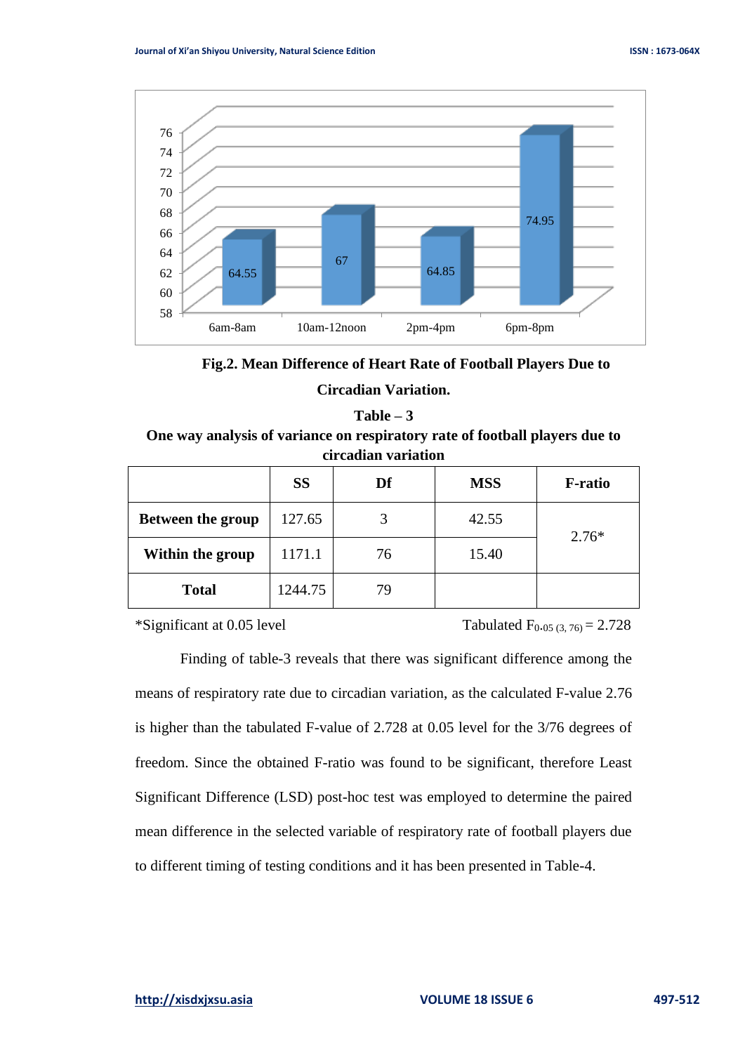**Fig.2. Mean Difference of Heart Rate of Football Players Due to Circadian Variation.**

**Table – 3**

**One way analysis of variance on respiratory rate of football players due to circadian variation**

| | SS | Df | MSS | F-ratio |
|---|---|---|---|---|
| **Between the group** | 127.65 | 3 | 42.55 | 2.76* |
| **Within the group** | 1171.1 | 76 | 15.40 | |
| **Total** | 1244.75 | 79 | | |

*Significant at 0.05 level Tabulated $F_{0.05\,(3,\,76)} = 2.728$

Finding of table-3 reveals that there was significant difference among the means of respiratory rate due to circadian variation, as the calculated F-value 2.76 is higher than the tabulated F-value of 2.728 at 0.05 level for the 3/76 degrees of freedom. Since the obtained F-ratio was found to be significant, therefore Least Significant Difference (LSD) post-hoc test was employed to determine the paired mean difference in the selected variable of respiratory rate of football players due to different timing of testing conditions and it has been presented in Table-4.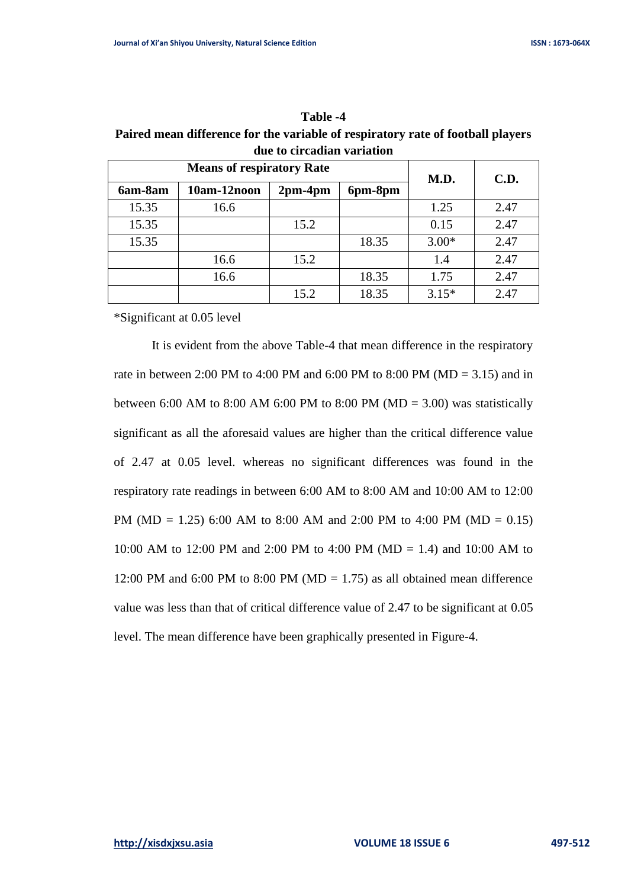**Table -4**

**Paired mean difference for the variable of respiratory rate of football players due to circadian variation**

| Means of respiratory Rate | | | | M.D. | C.D. |
|---|---|---|---|---|---|
| **6am-8am** | **10am-12noon** | **2pm-4pm** | **6pm-8pm** | | |
| 15.35 | 16.6 | | | 1.25 | 2.47 |
| 15.35 | | 15.2 | | 0.15 | 2.47 |
| 15.35 | | | 18.35 | 3.00* | 2.47 |
| | 16.6 | 15.2 | | 1.4 | 2.47 |
| | 16.6 | | 18.35 | 1.75 | 2.47 |
| | | 15.2 | 18.35 | 3.15* | 2.47 |

*Significant at 0.05 level

It is evident from the above Table-4 that mean difference in the respiratory rate in between 2:00 PM to 4:00 PM and 6:00 PM to 8:00 PM (MD = 3.15) and in between 6:00 AM to 8:00 AM 6:00 PM to 8:00 PM (MD = 3.00) was statistically significant as all the aforesaid values are higher than the critical difference value of 2.47 at 0.05 level. whereas no significant differences was found in the respiratory rate readings in between 6:00 AM to 8:00 AM and 10:00 AM to 12:00 PM (MD = 1.25) 6:00 AM to 8:00 AM and 2:00 PM to 4:00 PM (MD = 0.15) 10:00 AM to 12:00 PM and 2:00 PM to 4:00 PM (MD = 1.4) and 10:00 AM to 12:00 PM and 6:00 PM to 8:00 PM (MD = 1.75) as all obtained mean difference value was less than that of critical difference value of 2.47 to be significant at 0.05 level. The mean difference have been graphically presented in Figure-4.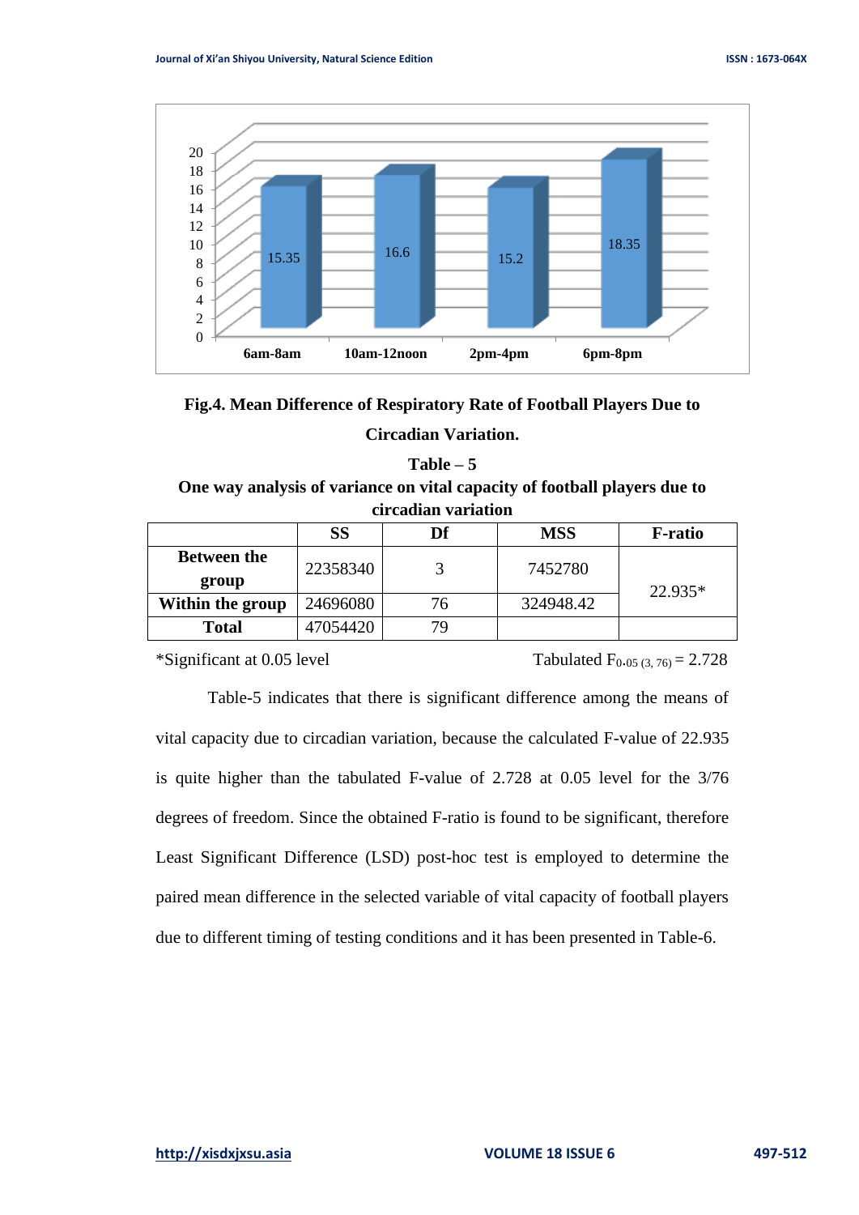**Fig.4. Mean Difference of Respiratory Rate of Football Players Due to Circadian Variation.**

**Table – 5**

**One way analysis of variance on vital capacity of football players due to circadian variation**

| | SS | Df | MSS | F-ratio |
|---|---|---|---|---|
| **Between the group** | 22358340 | 3 | 7452780 | 22.935* |
| **Within the group** | 24696080 | 76 | 324948.42 | |
| **Total** | 47054420 | 79 | | |

*Significant at 0.05 level Tabulated $F_{0.05\,(3,\,76)} = 2.728$

Table-5 indicates that there is significant difference among the means of vital capacity due to circadian variation, because the calculated F-value of 22.935 is quite higher than the tabulated F-value of 2.728 at 0.05 level for the 3/76 degrees of freedom. Since the obtained F-ratio is found to be significant, therefore Least Significant Difference (LSD) post-hoc test is employed to determine the paired mean difference in the selected variable of vital capacity of football players due to different timing of testing conditions and it has been presented in Table-6.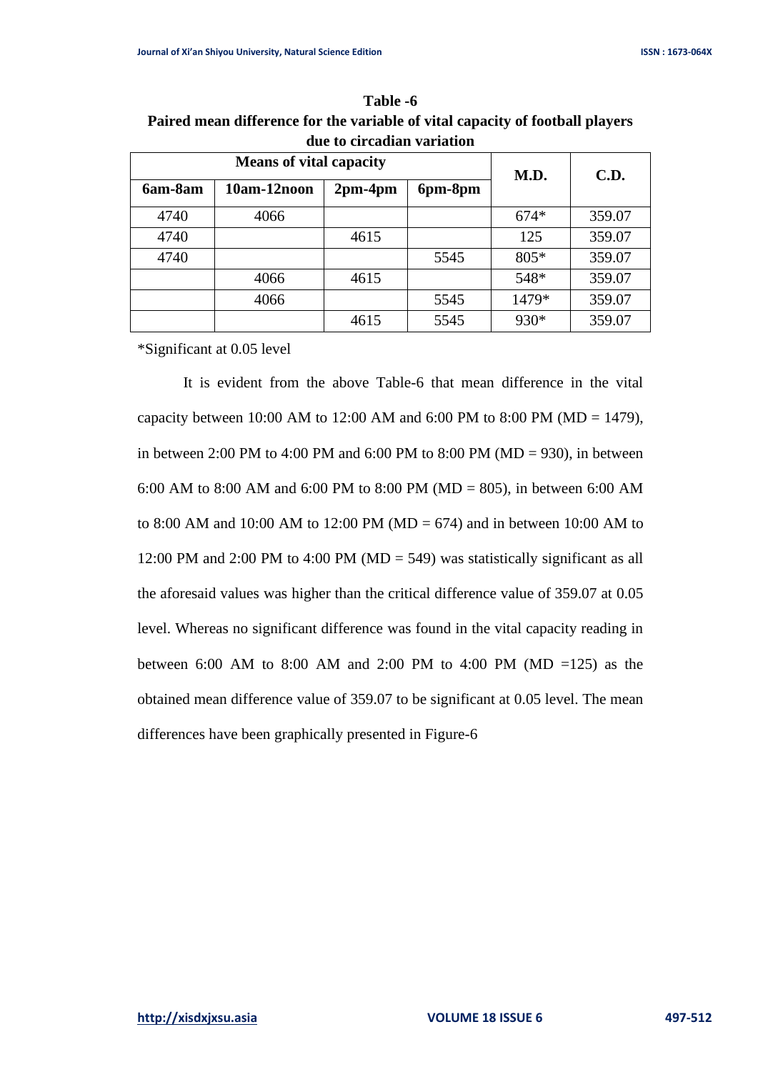**Table -6**

**Paired mean difference for the variable of vital capacity of football players due to circadian variation**

| Means of vital capacity | | | | M.D. | C.D. |
|---|---|---|---|---|---|
| 6am-8am | 10am-12noon | 2pm-4pm | 6pm-8pm | | |
| 4740 | 4066 | | | 674* | 359.07 |
| 4740 | | 4615 | | 125 | 359.07 |
| 4740 | | | 5545 | 805* | 359.07 |
| | 4066 | 4615 | | 548* | 359.07 |
| | 4066 | | 5545 | 1479* | 359.07 |
| | | 4615 | 5545 | 930* | 359.07 |

*Significant at 0.05 level

It is evident from the above Table-6 that mean difference in the vital capacity between 10:00 AM to 12:00 AM and 6:00 PM to 8:00 PM (MD = 1479), in between 2:00 PM to 4:00 PM and 6:00 PM to 8:00 PM (MD = 930), in between 6:00 AM to 8:00 AM and 6:00 PM to 8:00 PM (MD = 805), in between 6:00 AM to 8:00 AM and 10:00 AM to 12:00 PM (MD = 674) and in between 10:00 AM to 12:00 PM and 2:00 PM to 4:00 PM (MD = 549) was statistically significant as all the aforesaid values was higher than the critical difference value of 359.07 at 0.05 level. Whereas no significant difference was found in the vital capacity reading in between 6:00 AM to 8:00 AM and 2:00 PM to 4:00 PM (MD =125) as the obtained mean difference value of 359.07 to be significant at 0.05 level. The mean differences have been graphically presented in Figure-6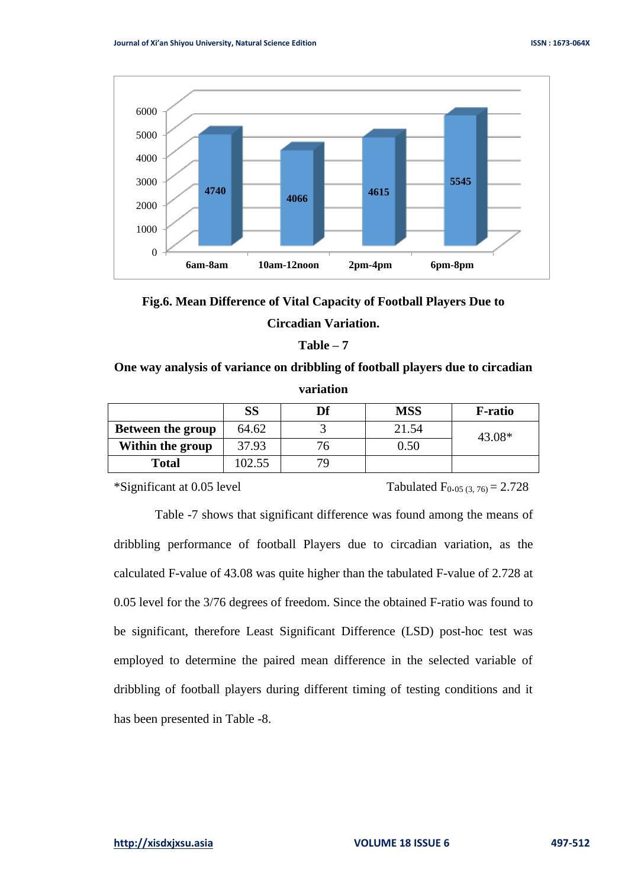**Fig.6. Mean Difference of Vital Capacity of Football Players Due to Circadian Variation.**

**Table – 7**

**One way analysis of variance on dribbling of football players due to circadian variation**

| | SS | Df | MSS | F-ratio |
|---|---|---|---|---|
| **Between the group** | 64.62 | 3 | 21.54 | 43.08* |
| **Within the group** | 37.93 | 76 | 0.50 | |
| **Total** | 102.55 | 79 | | |

*Significant at 0.05 level Tabulated $F_{0.05\,(3,\,76)} = 2.728$

Table -7 shows that significant difference was found among the means of dribbling performance of football Players due to circadian variation, as the calculated F-value of 43.08 was quite higher than the tabulated F-value of 2.728 at 0.05 level for the 3/76 degrees of freedom. Since the obtained F-ratio was found to be significant, therefore Least Significant Difference (LSD) post-hoc test was employed to determine the paired mean difference in the selected variable of dribbling of football players during different timing of testing conditions and it has been presented in Table -8.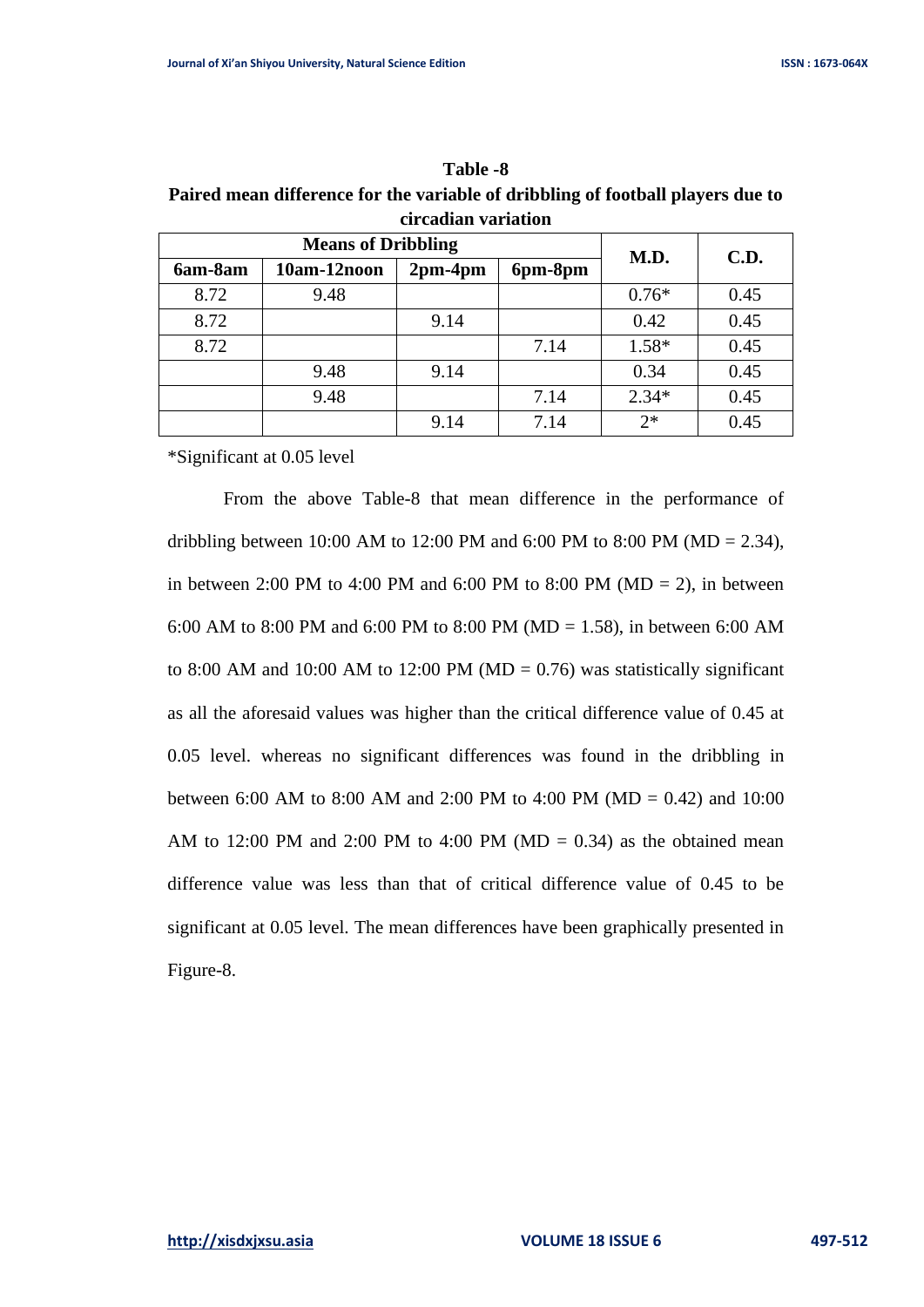**Table -8**

**Paired mean difference for the variable of dribbling of football players due to circadian variation**

| Means of Dribbling | | | | M.D. | C.D. |
|---|---|---|---|---|---|
| 6am-8am | 10am-12noon | 2pm-4pm | 6pm-8pm | | |
| 8.72 | 9.48 | | | 0.76* | 0.45 |
| 8.72 | | 9.14 | | 0.42 | 0.45 |
| 8.72 | | | 7.14 | 1.58* | 0.45 |
| | 9.48 | 9.14 | | 0.34 | 0.45 |
| | 9.48 | | 7.14 | 2.34* | 0.45 |
| | | 9.14 | 7.14 | 2* | 0.45 |

*Significant at 0.05 level

From the above Table-8 that mean difference in the performance of dribbling between 10:00 AM to 12:00 PM and 6:00 PM to 8:00 PM (MD = 2.34), in between 2:00 PM to 4:00 PM and 6:00 PM to 8:00 PM (MD = 2), in between 6:00 AM to 8:00 PM and 6:00 PM to 8:00 PM (MD = 1.58), in between 6:00 AM to 8:00 AM and 10:00 AM to 12:00 PM (MD = 0.76) was statistically significant as all the aforesaid values was higher than the critical difference value of 0.45 at 0.05 level. whereas no significant differences was found in the dribbling in between 6:00 AM to 8:00 AM and 2:00 PM to 4:00 PM (MD = 0.42) and 10:00 AM to 12:00 PM and 2:00 PM to 4:00 PM (MD = 0.34) as the obtained mean difference value was less than that of critical difference value of 0.45 to be significant at 0.05 level. The mean differences have been graphically presented in Figure-8.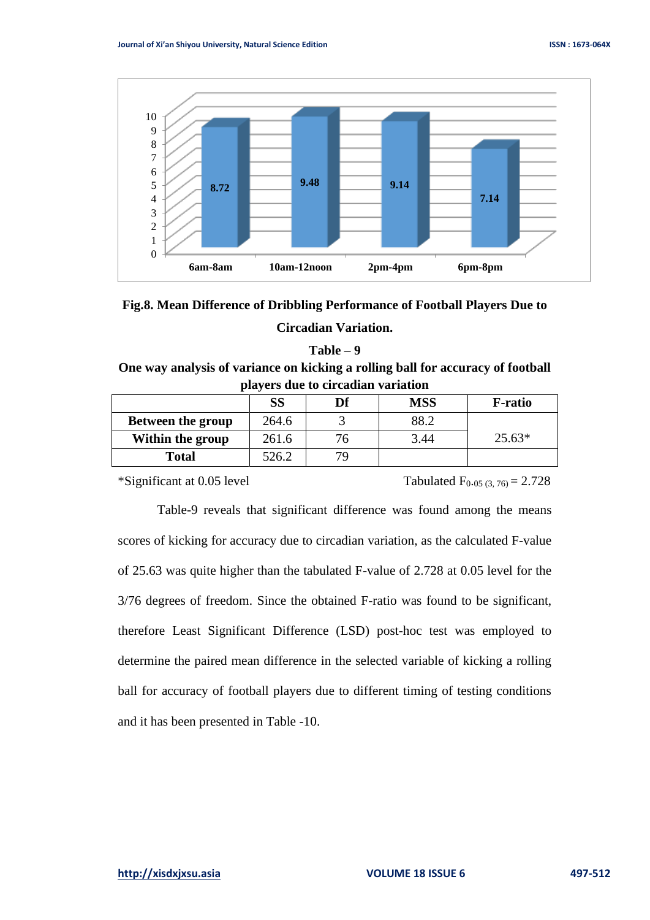**Fig.8. Mean Difference of Dribbling Performance of Football Players Due to Circadian Variation.**

**Table – 9**

**One way analysis of variance on kicking a rolling ball for accuracy of football players due to circadian variation**

| | SS | Df | MSS | F-ratio |
|---|---|---|---|---|
| **Between the group** | 264.6 | 3 | 88.2 | 25.63* |
| **Within the group** | 261.6 | 76 | 3.44 | |
| **Total** | 526.2 | 79 | | |

*Significant at 0.05 level    Tabulated $F_{0.05\,(3,\,76)} = 2.728$

Table-9 reveals that significant difference was found among the means scores of kicking for accuracy due to circadian variation, as the calculated F-value of 25.63 was quite higher than the tabulated F-value of 2.728 at 0.05 level for the 3/76 degrees of freedom. Since the obtained F-ratio was found to be significant, therefore Least Significant Difference (LSD) post-hoc test was employed to determine the paired mean difference in the selected variable of kicking a rolling ball for accuracy of football players due to different timing of testing conditions and it has been presented in Table -10.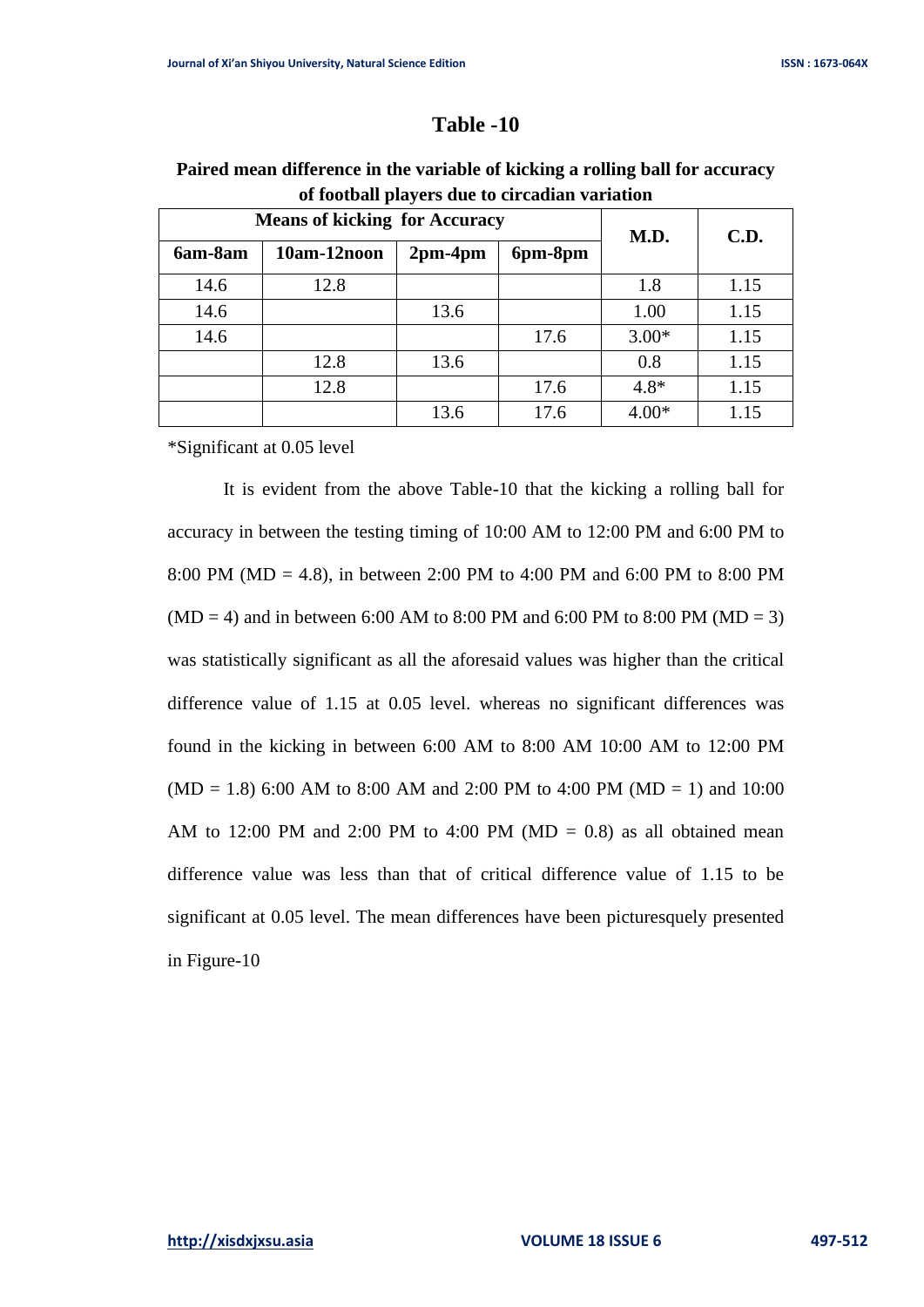## Table -10

**Paired mean difference in the variable of kicking a rolling ball for accuracy of football players due to circadian variation**

| Means of kicking for Accuracy | | | | M.D. | C.D. |
|---|---|---|---|---|---|
| 6am-8am | 10am-12noon | 2pm-4pm | 6pm-8pm | | |
| 14.6 | 12.8 | | | 1.8 | 1.15 |
| 14.6 | | 13.6 | | 1.00 | 1.15 |
| 14.6 | | | 17.6 | 3.00* | 1.15 |
| | 12.8 | 13.6 | | 0.8 | 1.15 |
| | 12.8 | | 17.6 | 4.8* | 1.15 |
| | | 13.6 | 17.6 | 4.00* | 1.15 |

*Significant at 0.05 level

It is evident from the above Table-10 that the kicking a rolling ball for accuracy in between the testing timing of 10:00 AM to 12:00 PM and 6:00 PM to 8:00 PM (MD = 4.8), in between 2:00 PM to 4:00 PM and 6:00 PM to 8:00 PM (MD = 4) and in between 6:00 AM to 8:00 PM and 6:00 PM to 8:00 PM (MD = 3) was statistically significant as all the aforesaid values was higher than the critical difference value of 1.15 at 0.05 level. whereas no significant differences was found in the kicking in between 6:00 AM to 8:00 AM 10:00 AM to 12:00 PM (MD = 1.8) 6:00 AM to 8:00 AM and 2:00 PM to 4:00 PM (MD = 1) and 10:00 AM to 12:00 PM and 2:00 PM to 4:00 PM (MD = 0.8) as all obtained mean difference value was less than that of critical difference value of 1.15 to be significant at 0.05 level. The mean differences have been picturesquely presented in Figure-10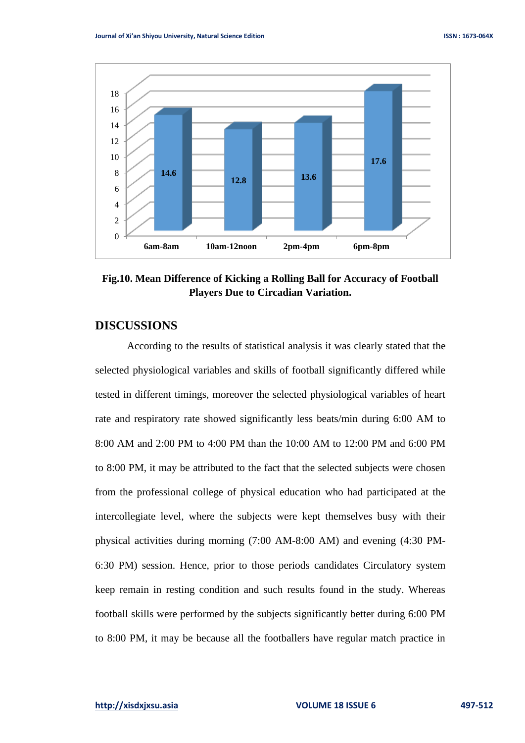**Fig.10. Mean Difference of Kicking a Rolling Ball for Accuracy of Football Players Due to Circadian Variation.**

## DISCUSSIONS

According to the results of statistical analysis it was clearly stated that the selected physiological variables and skills of football significantly differed while tested in different timings, moreover the selected physiological variables of heart rate and respiratory rate showed significantly less beats/min during 6:00 AM to 8:00 AM and 2:00 PM to 4:00 PM than the 10:00 AM to 12:00 PM and 6:00 PM to 8:00 PM, it may be attributed to the fact that the selected subjects were chosen from the professional college of physical education who had participated at the intercollegiate level, where the subjects were kept themselves busy with their physical activities during morning (7:00 AM-8:00 AM) and evening (4:30 PM-6:30 PM) session. Hence, prior to those periods candidates Circulatory system keep remain in resting condition and such results found in the study. Whereas football skills were performed by the subjects significantly better during 6:00 PM to 8:00 PM, it may be because all the footballers have regular match practice in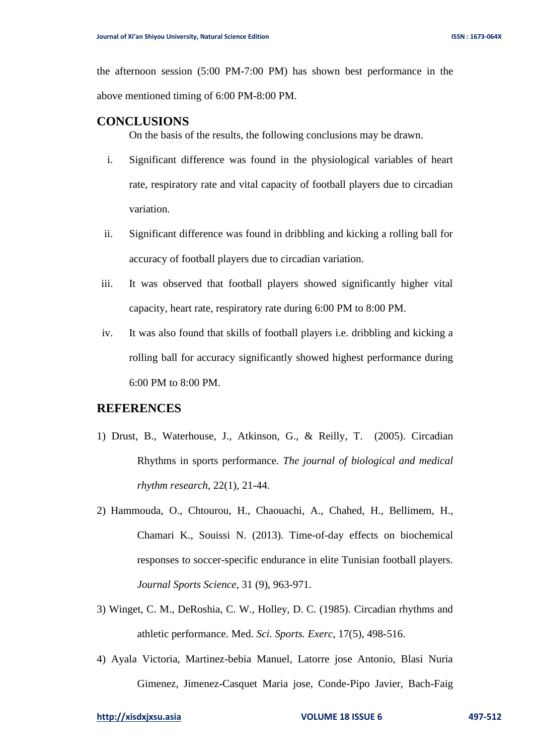the afternoon session (5:00 PM-7:00 PM) has shown best performance in the above mentioned timing of 6:00 PM-8:00 PM.

## CONCLUSIONS

On the basis of the results, the following conclusions may be drawn.

i. Significant difference was found in the physiological variables of heart rate, respiratory rate and vital capacity of football players due to circadian variation.

ii. Significant difference was found in dribbling and kicking a rolling ball for accuracy of football players due to circadian variation.

iii. It was observed that football players showed significantly higher vital capacity, heart rate, respiratory rate during 6:00 PM to 8:00 PM.

iv. It was also found that skills of football players i.e. dribbling and kicking a rolling ball for accuracy significantly showed highest performance during 6:00 PM to 8:00 PM.

## REFERENCES

1) Drust, B., Waterhouse, J., Atkinson, G., & Reilly, T. (2005). Circadian Rhythms in sports performance. *The journal of biological and medical rhythm research*, 22(1), 21-44.

2) Hammouda, O., Chtourou, H., Chaouachi, A., Chahed, H., Bellimem, H., Chamari K., Souissi N. (2013). Time-of-day effects on biochemical responses to soccer-specific endurance in elite Tunisian football players. *Journal Sports Science*, 31 (9), 963-971.

3) Winget, C. M., DeRoshia, C. W., Holley, D. C. (1985). Circadian rhythms and athletic performance. Med. *Sci. Sports. Exerc*, 17(5), 498-516.

4) Ayala Victoria, Martinez-bebia Manuel, Latorre jose Antonio, Blasi Nuria Gimenez, Jimenez-Casquet Maria jose, Conde-Pipo Javier, Bach-Faig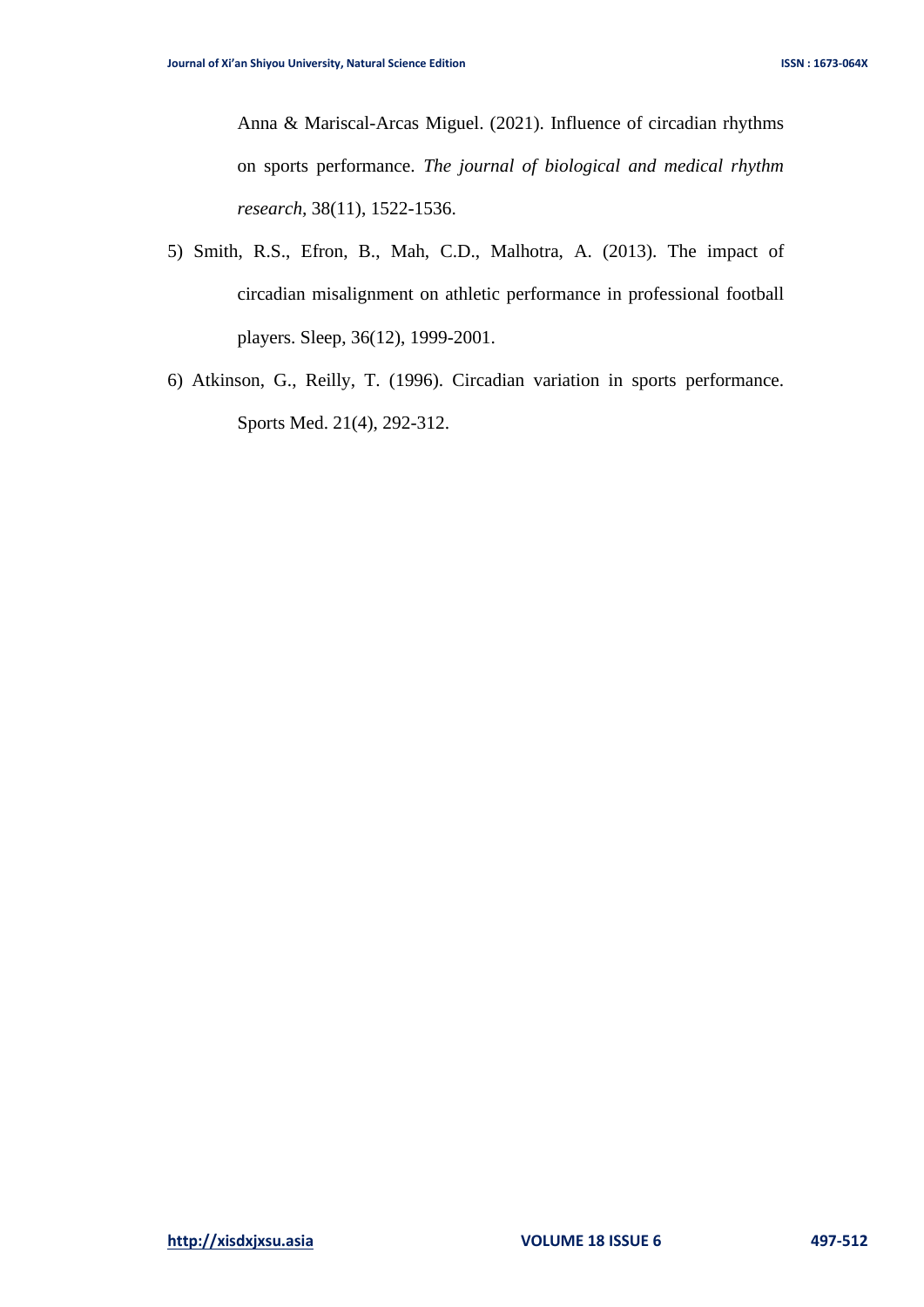Anna & Mariscal-Arcas Miguel. (2021). Influence of circadian rhythms on sports performance. *The journal of biological and medical rhythm research*, 38(11), 1522-1536.

5) Smith, R.S., Efron, B., Mah, C.D., Malhotra, A. (2013). The impact of circadian misalignment on athletic performance in professional football players. Sleep, 36(12), 1999-2001.

6) Atkinson, G., Reilly, T. (1996). Circadian variation in sports performance. Sports Med. 21(4), 292-312.